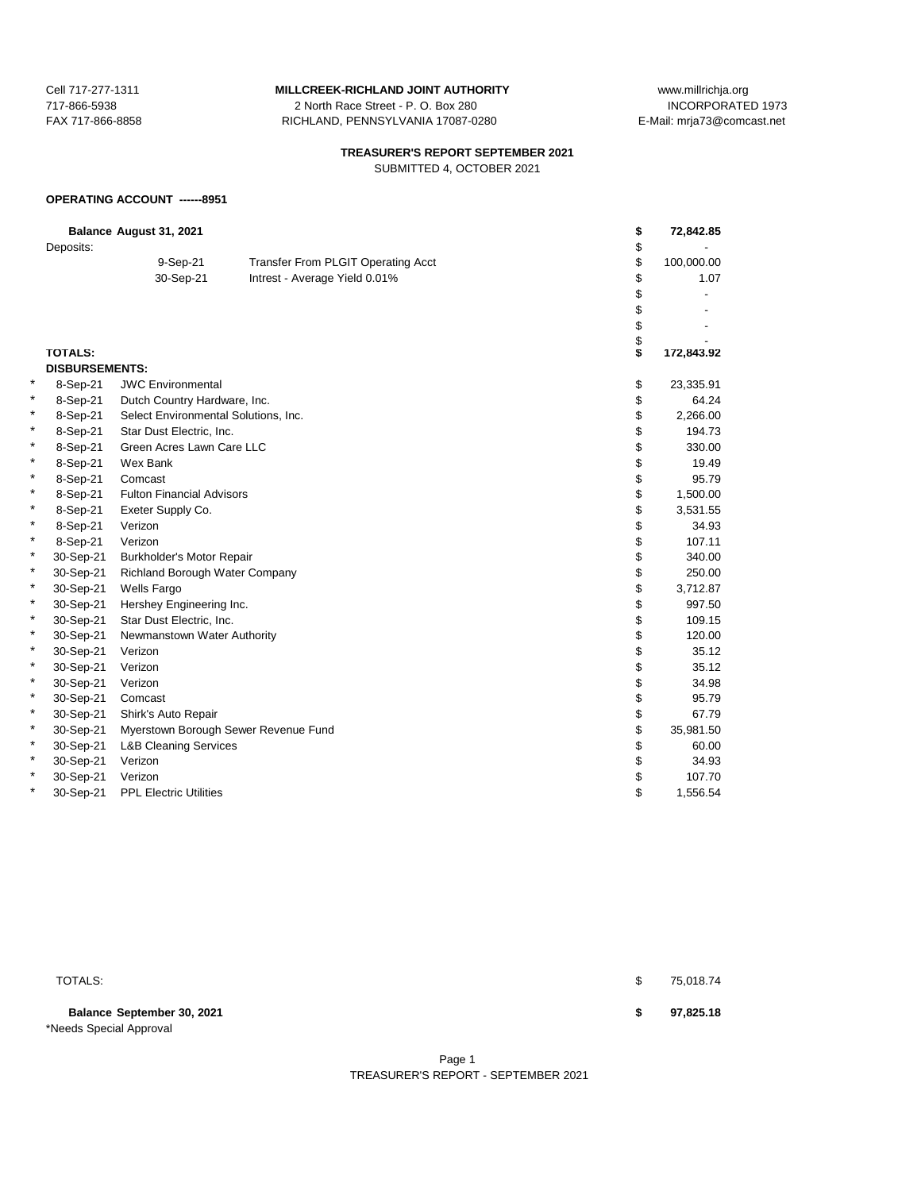Cell 717-277-1311
717-866-5938
FAX 717-866-8858

**MILLCREEK-RICHLAND JOINT AUTHORITY**
2 North Race Street - P. O. Box 280
RICHLAND, PENNSYLVANIA 17087-0280

www.millrichja.org
INCORPORATED 1973
E-Mail: mrja73@comcast.net

**TREASURER'S REPORT SEPTEMBER 2021**
SUBMITTED 4, OCTOBER 2021

**OPERATING ACCOUNT ------8951**

| | | | | |
|---|---|---|---|---|
| | **Balance August 31, 2021** | | | **$ 72,842.85** |
| | Deposits: | | | $ - |
| | 9-Sep-21 | Transfer From PLGIT Operating Acct | | $ 100,000.00 |
| | 30-Sep-21 | Intrest - Average Yield 0.01% | | $ 1.07 |
| | | | | $ - |
| | | | | $ - |
| | | | | $ - |
| | | | | $ - |
| | **TOTALS:** | | | **$ 172,843.92** |
| | **DISBURSEMENTS:** | | | |
| * | 8-Sep-21 | JWC Environmental | | $ 23,335.91 |
| * | 8-Sep-21 | Dutch Country Hardware, Inc. | | $ 64.24 |
| * | 8-Sep-21 | Select Environmental Solutions, Inc. | | $ 2,266.00 |
| * | 8-Sep-21 | Star Dust Electric, Inc. | | $ 194.73 |
| * | 8-Sep-21 | Green Acres Lawn Care LLC | | $ 330.00 |
| * | 8-Sep-21 | Wex Bank | | $ 19.49 |
| * | 8-Sep-21 | Comcast | | $ 95.79 |
| * | 8-Sep-21 | Fulton Financial Advisors | | $ 1,500.00 |
| * | 8-Sep-21 | Exeter Supply Co. | | $ 3,531.55 |
| * | 8-Sep-21 | Verizon | | $ 34.93 |
| * | 8-Sep-21 | Verizon | | $ 107.11 |
| * | 30-Sep-21 | Burkholder's Motor Repair | | $ 340.00 |
| * | 30-Sep-21 | Richland Borough Water Company | | $ 250.00 |
| * | 30-Sep-21 | Wells Fargo | | $ 3,712.87 |
| * | 30-Sep-21 | Hershey Engineering Inc. | | $ 997.50 |
| * | 30-Sep-21 | Star Dust Electric, Inc. | | $ 109.15 |
| * | 30-Sep-21 | Newmanstown Water Authority | | $ 120.00 |
| * | 30-Sep-21 | Verizon | | $ 35.12 |
| * | 30-Sep-21 | Verizon | | $ 35.12 |
| * | 30-Sep-21 | Verizon | | $ 34.98 |
| * | 30-Sep-21 | Comcast | | $ 95.79 |
| * | 30-Sep-21 | Shirk's Auto Repair | | $ 67.79 |
| * | 30-Sep-21 | Myerstown Borough Sewer Revenue Fund | | $ 35,981.50 |
| * | 30-Sep-21 | L&B Cleaning Services | | $ 60.00 |
| * | 30-Sep-21 | Verizon | | $ 34.93 |
| * | 30-Sep-21 | Verizon | | $ 107.70 |
| * | 30-Sep-21 | PPL Electric Utilities | | $ 1,556.54 |
| | TOTALS: | | | $ 75,018.74 |
| | **Balance September 30, 2021** | | | **$ 97,825.18** |

*Needs Special Approval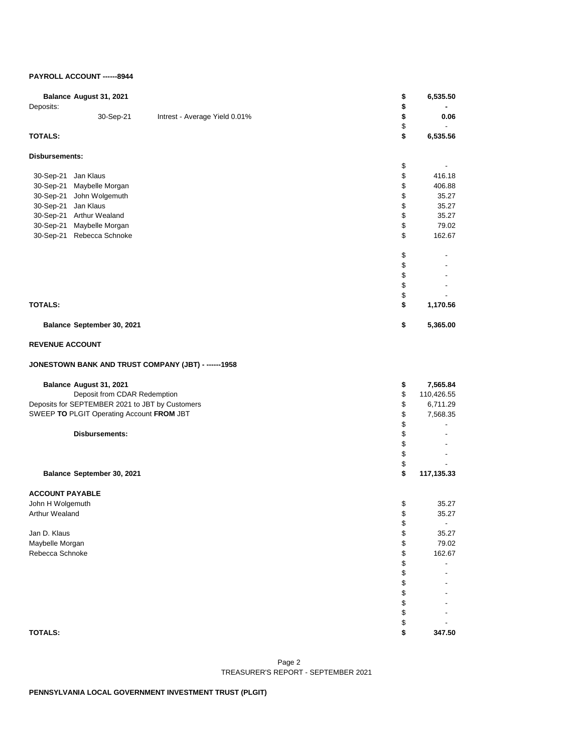**PAYROLL ACCOUNT ------8944**

| | | | |
|---|---|---|---|
| **Balance August 31, 2021** | | **$** | **6,535.50** |
| Deposits: | | **$** | **-** |
| 30-Sep-21 | Intrest - Average Yield 0.01% | **$** | **0.06** |
| | | $ | - |
| **TOTALS:** | | **$** | **6,535.56** |

**Disbursements:**

| | | | |
|---|---|---|---|
| | | $ | - |
| 30-Sep-21 | Jan Klaus | $ | 416.18 |
| 30-Sep-21 | Maybelle Morgan | $ | 406.88 |
| 30-Sep-21 | John Wolgemuth | $ | 35.27 |
| 30-Sep-21 | Jan Klaus | $ | 35.27 |
| 30-Sep-21 | Arthur Wealand | $ | 35.27 |
| 30-Sep-21 | Maybelle Morgan | $ | 79.02 |
| 30-Sep-21 | Rebecca Schnoke | $ | 162.67 |
| | | $ | - |
| | | $ | - |
| | | $ | - |
| | | $ | - |
| | | $ | - |
| **TOTALS:** | | **$** | **1,170.56** |
| **Balance September 30, 2021** | | **$** | **5,365.00** |

**REVENUE ACCOUNT**

**JONESTOWN BANK AND TRUST COMPANY (JBT) - ------1958**

| | | |
|---|---|---|
| **Balance August 31, 2021** | **$** | **7,565.84** |
| Deposit from CDAR Redemption | $ | 110,426.55 |
| Deposits for SEPTEMBER 2021 to JBT by Customers | $ | 6,711.29 |
| SWEEP **TO** PLGIT Operating Account **FROM** JBT | $ | 7,568.35 |
| | $ | - |
| **Disbursements:** | $ | - |
| | $ | - |
| | $ | - |
| | $ | - |
| **Balance September 30, 2021** | **$** | **117,135.33** |

**ACCOUNT PAYABLE**

| | | |
|---|---|---|
| John H Wolgemuth | $ | 35.27 |
| Arthur Wealand | $ | 35.27 |
| | $ | - |
| Jan D. Klaus | $ | 35.27 |
| Maybelle Morgan | $ | 79.02 |
| Rebecca Schnoke | $ | 162.67 |
| | $ | - |
| | $ | - |
| | $ | - |
| | $ | - |
| | $ | - |
| | $ | - |
| | $ | - |
| **TOTALS:** | **$** | **347.50** |

TREASURER'S REPORT - SEPTEMBER 2021

**PENNSYLVANIA LOCAL GOVERNMENT INVESTMENT TRUST (PLGIT)**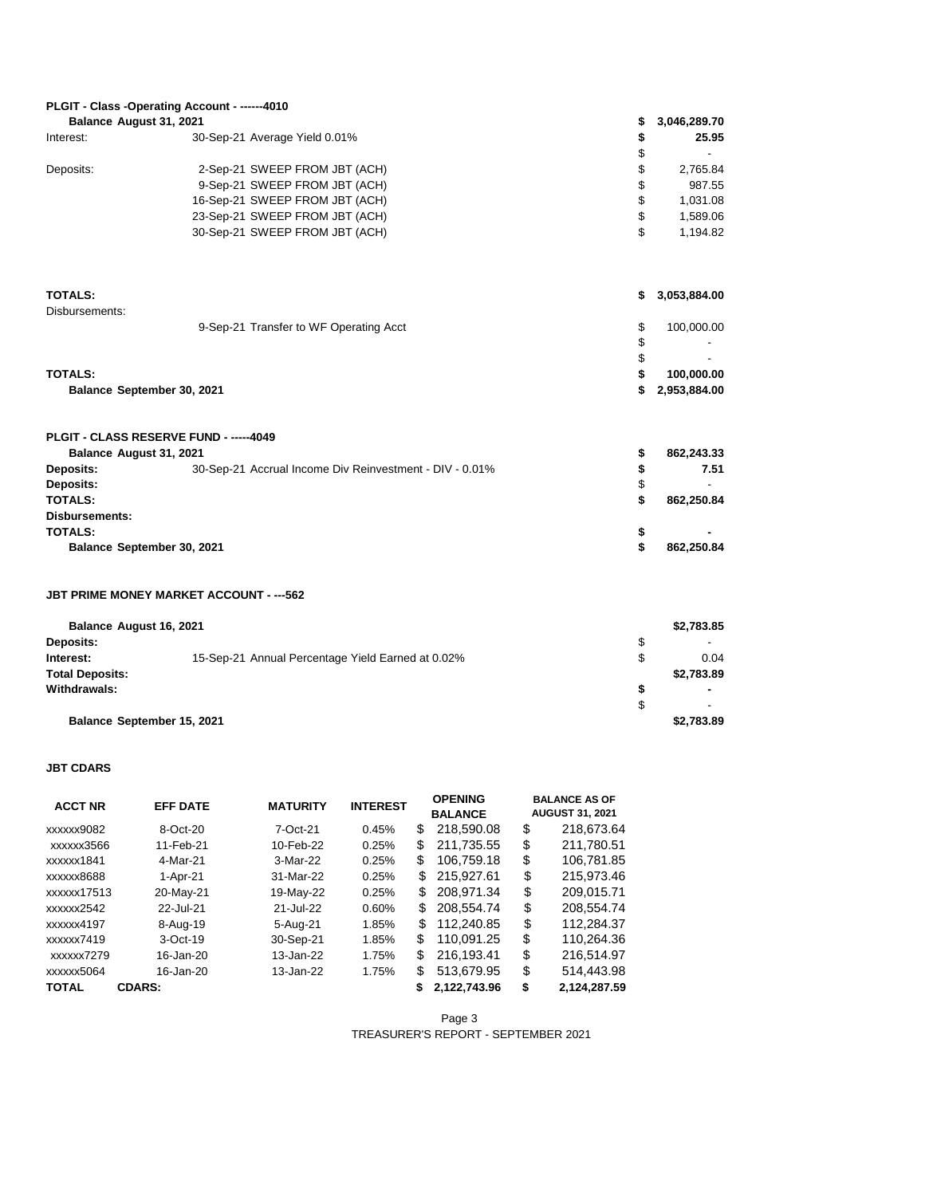## PLGIT - Class -Operating Account - ------4010

| | | | |
|---|---|---|---|
| **Balance August 31, 2021** | | | **$ 3,046,289.70** |
| Interest: | 30-Sep-21 | Average Yield 0.01% | **$ 25.95** |
| | | | $ - |
| Deposits: | 2-Sep-21 | SWEEP FROM JBT (ACH) | $ 2,765.84 |
| | 9-Sep-21 | SWEEP FROM JBT (ACH) | $ 987.55 |
| | 16-Sep-21 | SWEEP FROM JBT (ACH) | $ 1,031.08 |
| | 23-Sep-21 | SWEEP FROM JBT (ACH) | $ 1,589.06 |
| | 30-Sep-21 | SWEEP FROM JBT (ACH) | $ 1,194.82 |
| **TOTALS:** | | | **$ 3,053,884.00** |
| Disbursements: | | | |
| | 9-Sep-21 | Transfer to WF Operating Acct | $ 100,000.00 |
| | | | $ - |
| | | | $ - |
| **TOTALS:** | | | **$ 100,000.00** |
| **Balance September 30, 2021** | | | **$ 2,953,884.00** |

## PLGIT - CLASS RESERVE FUND - -----4049

| | | | |
|---|---|---|---|
| **Balance August 31, 2021** | | | **$ 862,243.33** |
| **Deposits:** | 30-Sep-21 | Accrual Income Div Reinvestment - DIV - 0.01% | **$ 7.51** |
| **Deposits:** | | | $ - |
| **TOTALS:** | | | **$ 862,250.84** |
| **Disbursements:** | | | |
| **TOTALS:** | | | **$ -** |
| **Balance September 30, 2021** | | | **$ 862,250.84** |

## JBT PRIME MONEY MARKET ACCOUNT - ---562

| | | | |
|---|---|---|---|
| **Balance August 16, 2021** | | | **$2,783.85** |
| **Deposits:** | | | $ - |
| **Interest:** | 15-Sep-21 | Annual Percentage Yield Earned at 0.02% | $ 0.04 |
| **Total Deposits:** | | | **$2,783.89** |
| **Withdrawals:** | | | **$ -** |
| | | | $ - |
| **Balance September 15, 2021** | | | **$2,783.89** |

## JBT CDARS

| ACCT NR | EFF DATE | MATURITY | INTEREST | OPENING BALANCE | BALANCE AS OF AUGUST 31, 2021 |
|---|---|---|---|---|---|
| xxxxxx9082 | 8-Oct-20 | 7-Oct-21 | 0.45% | $ 218,590.08 | $ 218,673.64 |
| xxxxxx3566 | 11-Feb-21 | 10-Feb-22 | 0.25% | $ 211,735.55 | $ 211,780.51 |
| xxxxxx1841 | 4-Mar-21 | 3-Mar-22 | 0.25% | $ 106,759.18 | $ 106,781.85 |
| xxxxxx8688 | 1-Apr-21 | 31-Mar-22 | 0.25% | $ 215,927.61 | $ 215,973.46 |
| xxxxxx17513 | 20-May-21 | 19-May-22 | 0.25% | $ 208,971.34 | $ 209,015.71 |
| xxxxxx2542 | 22-Jul-21 | 21-Jul-22 | 0.60% | $ 208,554.74 | $ 208,554.74 |
| xxxxxx4197 | 8-Aug-19 | 5-Aug-21 | 1.85% | $ 112,240.85 | $ 112,284.37 |
| xxxxxx7419 | 3-Oct-19 | 30-Sep-21 | 1.85% | $ 110,091.25 | $ 110,264.36 |
| xxxxxx7279 | 16-Jan-20 | 13-Jan-22 | 1.75% | $ 216,193.41 | $ 216,514.97 |
| xxxxxx5064 | 16-Jan-20 | 13-Jan-22 | 1.75% | $ 513,679.95 | $ 514,443.98 |
| **TOTAL** | **CDARS:** | | | **$ 2,122,743.96** | **$ 2,124,287.59** |

TREASURER'S REPORT - SEPTEMBER 2021